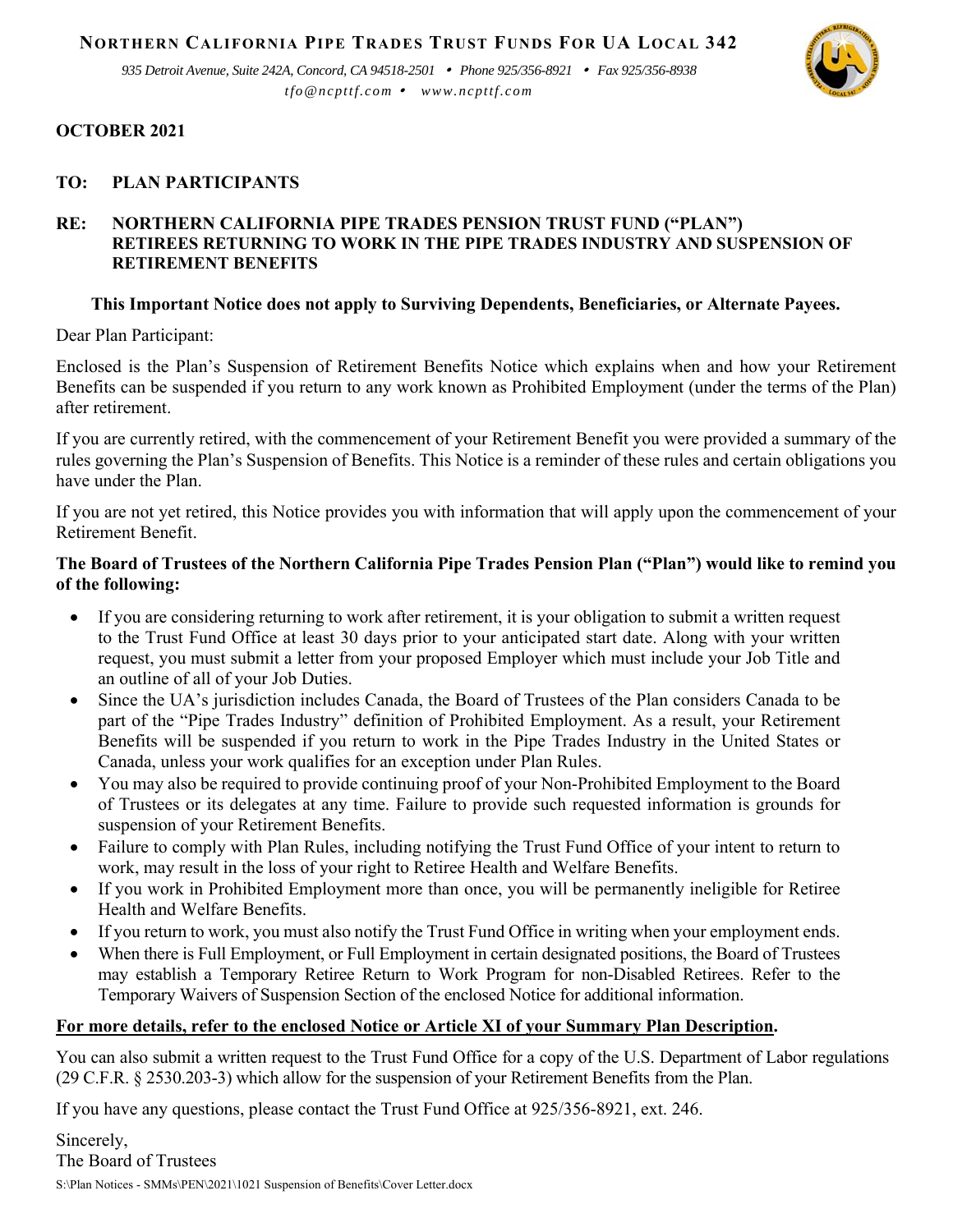**NORTHERN CALIFORNIA PIPE TRADES TRUST FUNDS FOR UA LOCAL 342**

*935 Detroit Avenue, Suite 242A, Concord, CA 94518-2501 • Phone 925/356-8921 • Fax 925/356-8938*

*tfo@ncpttf.com • www.ncpttf.com*

**OCTOBER 2021**

**TO: PLAN PARTICIPANTS**

**RE: NORTHERN CALIFORNIA PIPE TRADES PENSION TRUST FUND ("PLAN") RETIREES RETURNING TO WORK IN THE PIPE TRADES INDUSTRY AND SUSPENSION OF RETIREMENT BENEFITS**

**This Important Notice does not apply to Surviving Dependents, Beneficiaries, or Alternate Payees.**

Dear Plan Participant:

Enclosed is the Plan's Suspension of Retirement Benefits Notice which explains when and how your Retirement Benefits can be suspended if you return to any work known as Prohibited Employment (under the terms of the Plan) after retirement.

If you are currently retired, with the commencement of your Retirement Benefit you were provided a summary of the rules governing the Plan's Suspension of Benefits. This Notice is a reminder of these rules and certain obligations you have under the Plan.

If you are not yet retired, this Notice provides you with information that will apply upon the commencement of your Retirement Benefit.

**The Board of Trustees of the Northern California Pipe Trades Pension Plan ("Plan") would like to remind you of the following:**

- If you are considering returning to work after retirement, it is your obligation to submit a written request to the Trust Fund Office at least 30 days prior to your anticipated start date. Along with your written request, you must submit a letter from your proposed Employer which must include your Job Title and an outline of all of your Job Duties.
- Since the UA's jurisdiction includes Canada, the Board of Trustees of the Plan considers Canada to be part of the "Pipe Trades Industry" definition of Prohibited Employment. As a result, your Retirement Benefits will be suspended if you return to work in the Pipe Trades Industry in the United States or Canada, unless your work qualifies for an exception under Plan Rules.
- You may also be required to provide continuing proof of your Non-Prohibited Employment to the Board of Trustees or its delegates at any time. Failure to provide such requested information is grounds for suspension of your Retirement Benefits.
- Failure to comply with Plan Rules, including notifying the Trust Fund Office of your intent to return to work, may result in the loss of your right to Retiree Health and Welfare Benefits.
- If you work in Prohibited Employment more than once, you will be permanently ineligible for Retiree Health and Welfare Benefits.
- If you return to work, you must also notify the Trust Fund Office in writing when your employment ends.
- When there is Full Employment, or Full Employment in certain designated positions, the Board of Trustees may establish a Temporary Retiree Return to Work Program for non-Disabled Retirees. Refer to the Temporary Waivers of Suspension Section of the enclosed Notice for additional information.

**<u>For more details, refer to the enclosed Notice or Article XI of your Summary Plan Description</u>.**

You can also submit a written request to the Trust Fund Office for a copy of the U.S. Department of Labor regulations (29 C.F.R. § 2530.203-3) which allow for the suspension of your Retirement Benefits from the Plan.

If you have any questions, please contact the Trust Fund Office at 925/356-8921, ext. 246.

Sincerely,
The Board of Trustees

S:\Plan Notices - SMMs\PEN\2021\1021 Suspension of Benefits\Cover Letter.docx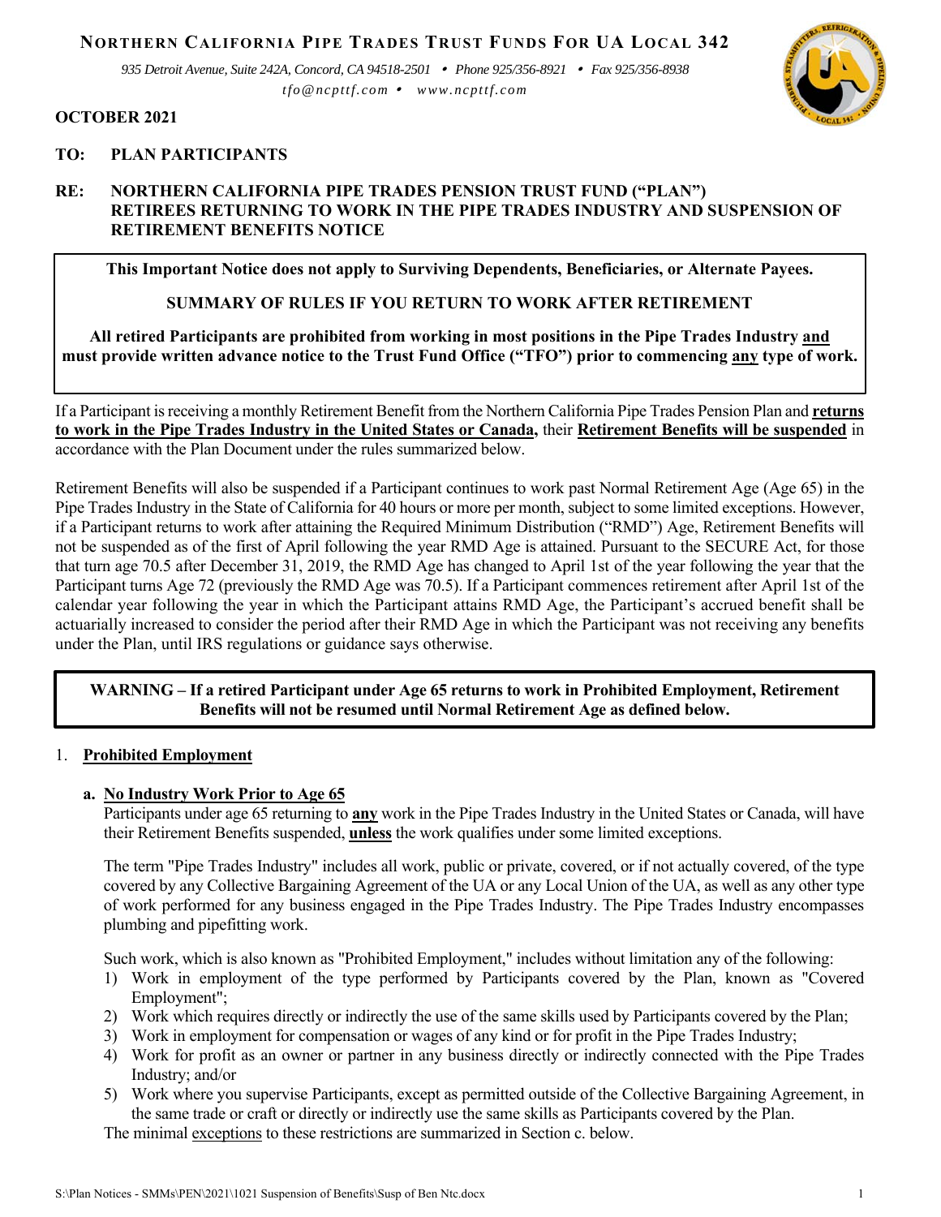**NORTHERN CALIFORNIA PIPE TRADES TRUST FUNDS FOR UA LOCAL 342**

*935 Detroit Avenue, Suite 242A, Concord, CA 94518-2501 • Phone 925/356-8921 • Fax 925/356-8938*
*tfo@ncpttf.com • www.ncpttf.com*

**OCTOBER 2021**

**TO: PLAN PARTICIPANTS**

**RE: NORTHERN CALIFORNIA PIPE TRADES PENSION TRUST FUND ("PLAN") RETIREES RETURNING TO WORK IN THE PIPE TRADES INDUSTRY AND SUSPENSION OF RETIREMENT BENEFITS NOTICE**

> **This Important Notice does not apply to Surviving Dependents, Beneficiaries, or Alternate Payees.**
>
> **SUMMARY OF RULES IF YOU RETURN TO WORK AFTER RETIREMENT**
>
> **All retired Participants are prohibited from working in most positions in the Pipe Trades Industry <u>and</u> must provide written advance notice to the Trust Fund Office ("TFO") prior to commencing <u>any</u> type of work.**

If a Participant is receiving a monthly Retirement Benefit from the Northern California Pipe Trades Pension Plan and **<u>returns to work in the Pipe Trades Industry in the United States or Canada,</u>** their **<u>Retirement Benefits will be suspended</u>** in accordance with the Plan Document under the rules summarized below.

Retirement Benefits will also be suspended if a Participant continues to work past Normal Retirement Age (Age 65) in the Pipe Trades Industry in the State of California for 40 hours or more per month, subject to some limited exceptions. However, if a Participant returns to work after attaining the Required Minimum Distribution ("RMD") Age, Retirement Benefits will not be suspended as of the first of April following the year RMD Age is attained. Pursuant to the SECURE Act, for those that turn age 70.5 after December 31, 2019, the RMD Age has changed to April 1st of the year following the year that the Participant turns Age 72 (previously the RMD Age was 70.5). If a Participant commences retirement after April 1st of the calendar year following the year in which the Participant attains RMD Age, the Participant's accrued benefit shall be actuarially increased to consider the period after their RMD Age in which the Participant was not receiving any benefits under the Plan, until IRS regulations or guidance says otherwise.

> **WARNING – If a retired Participant under Age 65 returns to work in Prohibited Employment, Retirement Benefits will not be resumed until Normal Retirement Age as defined below.**

1. **<u>Prohibited Employment</u>**

   **a. <u>No Industry Work Prior to Age 65</u>**

   Participants under age 65 returning to **<u>any</u>** work in the Pipe Trades Industry in the United States or Canada, will have their Retirement Benefits suspended, **<u>unless</u>** the work qualifies under some limited exceptions.

   The term "Pipe Trades Industry" includes all work, public or private, covered, or if not actually covered, of the type covered by any Collective Bargaining Agreement of the UA or any Local Union of the UA, as well as any other type of work performed for any business engaged in the Pipe Trades Industry. The Pipe Trades Industry encompasses plumbing and pipefitting work.

   Such work, which is also known as "Prohibited Employment," includes without limitation any of the following:

   1) Work in employment of the type performed by Participants covered by the Plan, known as "Covered Employment";
   2) Work which requires directly or indirectly the use of the same skills used by Participants covered by the Plan;
   3) Work in employment for compensation or wages of any kind or for profit in the Pipe Trades Industry;
   4) Work for profit as an owner or partner in any business directly or indirectly connected with the Pipe Trades Industry; and/or
   5) Work where you supervise Participants, except as permitted outside of the Collective Bargaining Agreement, in the same trade or craft or directly or indirectly use the same skills as Participants covered by the Plan.

   The minimal <u>exceptions</u> to these restrictions are summarized in Section c. below.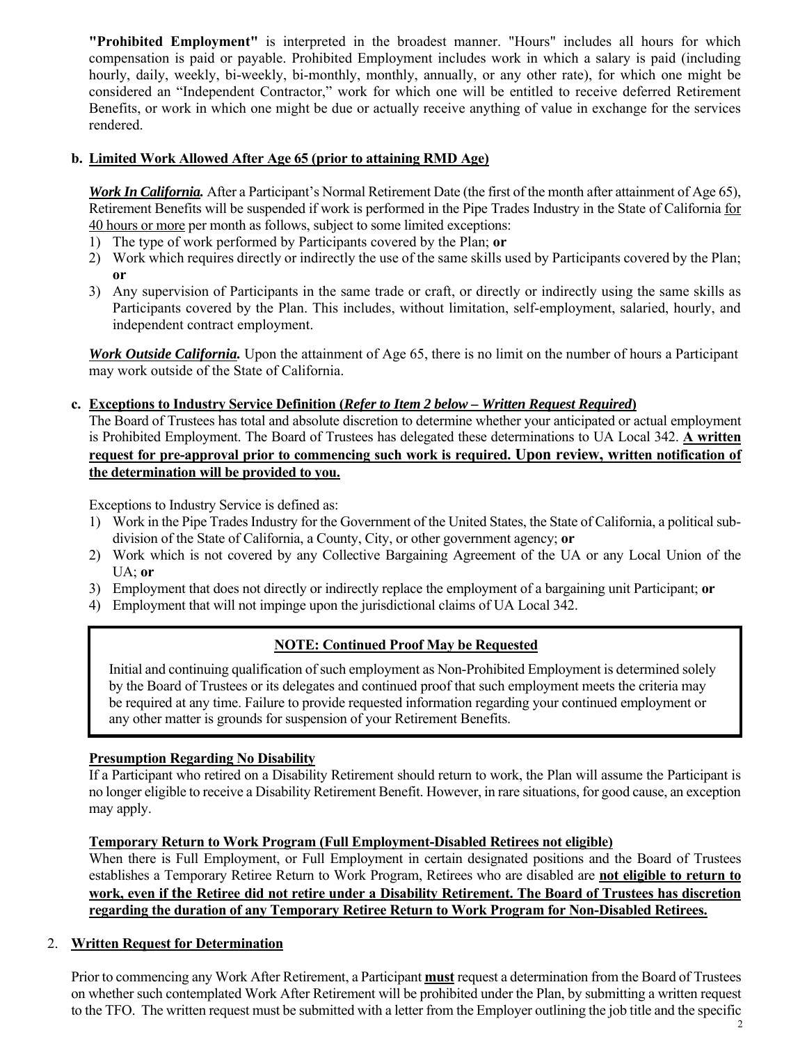**"Prohibited Employment"** is interpreted in the broadest manner. "Hours" includes all hours for which compensation is paid or payable. Prohibited Employment includes work in which a salary is paid (including hourly, daily, weekly, bi-weekly, bi-monthly, monthly, annually, or any other rate), for which one might be considered an "Independent Contractor," work for which one will be entitled to receive deferred Retirement Benefits, or work in which one might be due or actually receive anything of value in exchange for the services rendered.

**b. Limited Work Allowed After Age 65 (prior to attaining RMD Age)**

***Work In California.*** After a Participant's Normal Retirement Date (the first of the month after attainment of Age 65), Retirement Benefits will be suspended if work is performed in the Pipe Trades Industry in the State of California for 40 hours or more per month as follows, subject to some limited exceptions:

1) The type of work performed by Participants covered by the Plan; **or**
2) Work which requires directly or indirectly the use of the same skills used by Participants covered by the Plan; **or**
3) Any supervision of Participants in the same trade or craft, or directly or indirectly using the same skills as Participants covered by the Plan. This includes, without limitation, self-employment, salaried, hourly, and independent contract employment.

***Work Outside California.*** Upon the attainment of Age 65, there is no limit on the number of hours a Participant may work outside of the State of California.

**c. Exceptions to Industry Service Definition (*Refer to Item 2 below – Written Request Required*)**

The Board of Trustees has total and absolute discretion to determine whether your anticipated or actual employment is Prohibited Employment. The Board of Trustees has delegated these determinations to UA Local 342. **A written request for pre-approval prior to commencing such work is required. Upon review, written notification of the determination will be provided to you.**

Exceptions to Industry Service is defined as:

1) Work in the Pipe Trades Industry for the Government of the United States, the State of California, a political sub-division of the State of California, a County, City, or other government agency; **or**
2) Work which is not covered by any Collective Bargaining Agreement of the UA or any Local Union of the UA; **or**
3) Employment that does not directly or indirectly replace the employment of a bargaining unit Participant; **or**
4) Employment that will not impinge upon the jurisdictional claims of UA Local 342.

**NOTE: Continued Proof May be Requested**

Initial and continuing qualification of such employment as Non-Prohibited Employment is determined solely by the Board of Trustees or its delegates and continued proof that such employment meets the criteria may be required at any time. Failure to provide requested information regarding your continued employment or any other matter is grounds for suspension of your Retirement Benefits.

**Presumption Regarding No Disability**

If a Participant who retired on a Disability Retirement should return to work, the Plan will assume the Participant is no longer eligible to receive a Disability Retirement Benefit. However, in rare situations, for good cause, an exception may apply.

**Temporary Return to Work Program (Full Employment-Disabled Retirees not eligible)**

When there is Full Employment, or Full Employment in certain designated positions and the Board of Trustees establishes a Temporary Retiree Return to Work Program, Retirees who are disabled are **not eligible to return to work, even if the Retiree did not retire under a Disability Retirement. The Board of Trustees has discretion regarding the duration of any Temporary Retiree Return to Work Program for Non-Disabled Retirees.**

2. **Written Request for Determination**

Prior to commencing any Work After Retirement, a Participant **must** request a determination from the Board of Trustees on whether such contemplated Work After Retirement will be prohibited under the Plan, by submitting a written request to the TFO. The written request must be submitted with a letter from the Employer outlining the job title and the specific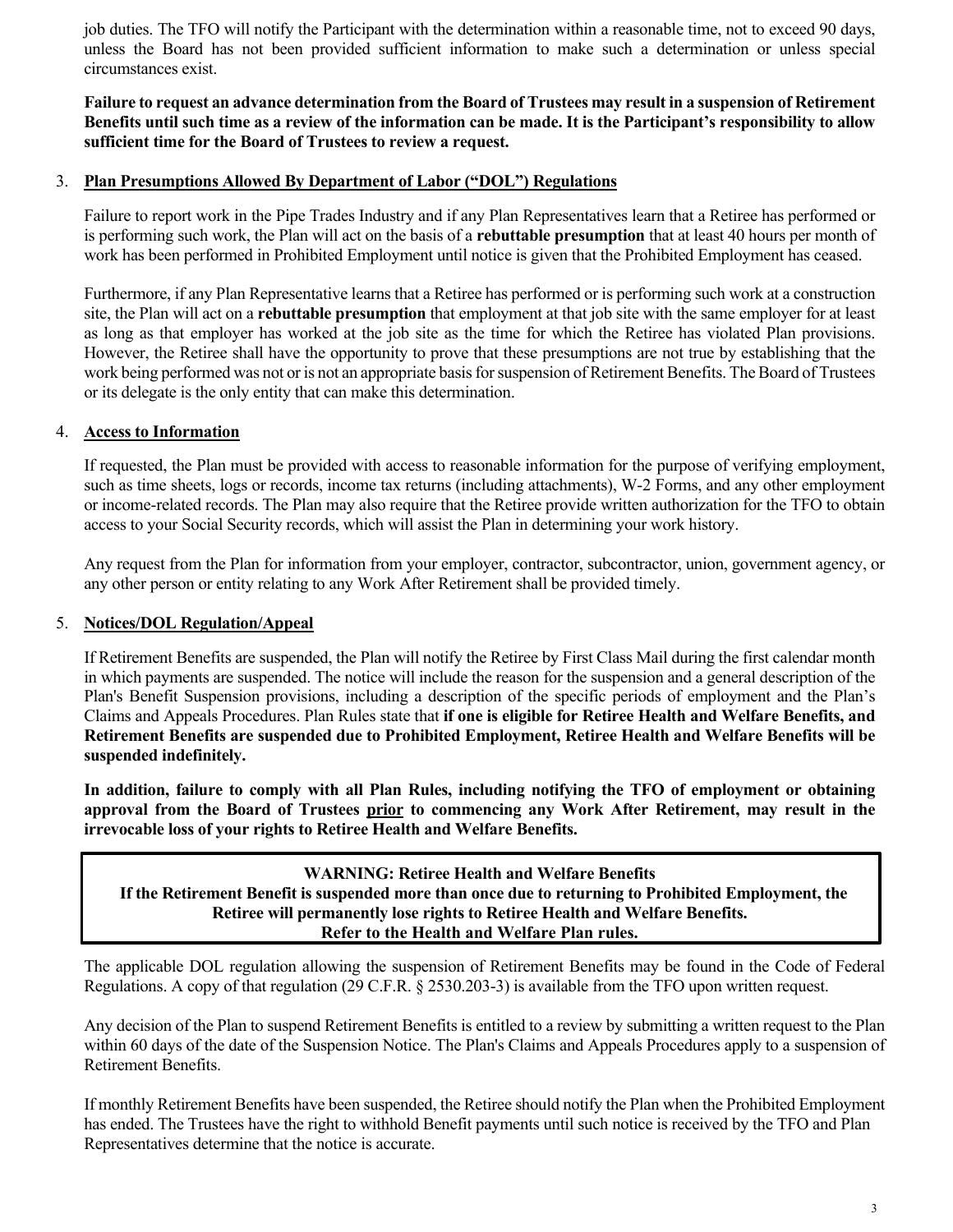job duties. The TFO will notify the Participant with the determination within a reasonable time, not to exceed 90 days, unless the Board has not been provided sufficient information to make such a determination or unless special circumstances exist.

**Failure to request an advance determination from the Board of Trustees may result in a suspension of Retirement Benefits until such time as a review of the information can be made. It is the Participant's responsibility to allow sufficient time for the Board of Trustees to review a request.**

3. **Plan Presumptions Allowed By Department of Labor ("DOL") Regulations**

   Failure to report work in the Pipe Trades Industry and if any Plan Representatives learn that a Retiree has performed or is performing such work, the Plan will act on the basis of a **rebuttable presumption** that at least 40 hours per month of work has been performed in Prohibited Employment until notice is given that the Prohibited Employment has ceased.

   Furthermore, if any Plan Representative learns that a Retiree has performed or is performing such work at a construction site, the Plan will act on a **rebuttable presumption** that employment at that job site with the same employer for at least as long as that employer has worked at the job site as the time for which the Retiree has violated Plan provisions. However, the Retiree shall have the opportunity to prove that these presumptions are not true by establishing that the work being performed was not or is not an appropriate basis for suspension of Retirement Benefits. The Board of Trustees or its delegate is the only entity that can make this determination.

4. **Access to Information**

   If requested, the Plan must be provided with access to reasonable information for the purpose of verifying employment, such as time sheets, logs or records, income tax returns (including attachments), W-2 Forms, and any other employment or income-related records. The Plan may also require that the Retiree provide written authorization for the TFO to obtain access to your Social Security records, which will assist the Plan in determining your work history.

   Any request from the Plan for information from your employer, contractor, subcontractor, union, government agency, or any other person or entity relating to any Work After Retirement shall be provided timely.

5. **Notices/DOL Regulation/Appeal**

   If Retirement Benefits are suspended, the Plan will notify the Retiree by First Class Mail during the first calendar month in which payments are suspended. The notice will include the reason for the suspension and a general description of the Plan's Benefit Suspension provisions, including a description of the specific periods of employment and the Plan's Claims and Appeals Procedures. Plan Rules state that **if one is eligible for Retiree Health and Welfare Benefits, and Retirement Benefits are suspended due to Prohibited Employment, Retiree Health and Welfare Benefits will be suspended indefinitely.**

   **In addition, failure to comply with all Plan Rules, including notifying the TFO of employment or obtaining approval from the Board of Trustees <u>prior</u> to commencing any Work After Retirement, may result in the irrevocable loss of your rights to Retiree Health and Welfare Benefits.**

   **WARNING: Retiree Health and Welfare Benefits**
   **If the Retirement Benefit is suspended more than once due to returning to Prohibited Employment, the Retiree will permanently lose rights to Retiree Health and Welfare Benefits.**
   **Refer to the Health and Welfare Plan rules.**

   The applicable DOL regulation allowing the suspension of Retirement Benefits may be found in the Code of Federal Regulations. A copy of that regulation (29 C.F.R. § 2530.203-3) is available from the TFO upon written request.

   Any decision of the Plan to suspend Retirement Benefits is entitled to a review by submitting a written request to the Plan within 60 days of the date of the Suspension Notice. The Plan's Claims and Appeals Procedures apply to a suspension of Retirement Benefits.

   If monthly Retirement Benefits have been suspended, the Retiree should notify the Plan when the Prohibited Employment has ended. The Trustees have the right to withhold Benefit payments until such notice is received by the TFO and Plan Representatives determine that the notice is accurate.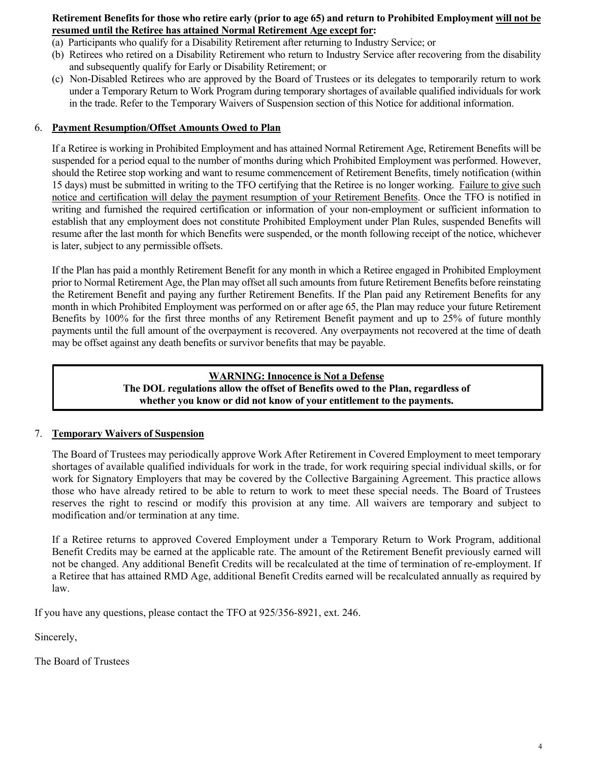**Retirement Benefits for those who retire early (prior to age 65) and return to Prohibited Employment <u>will not be resumed until the Retiree has attained Normal Retirement Age except for</u>:**

(a) Participants who qualify for a Disability Retirement after returning to Industry Service; or

(b) Retirees who retired on a Disability Retirement who return to Industry Service after recovering from the disability and subsequently qualify for Early or Disability Retirement; or

(c) Non-Disabled Retirees who are approved by the Board of Trustees or its delegates to temporarily return to work under a Temporary Return to Work Program during temporary shortages of available qualified individuals for work in the trade. Refer to the Temporary Waivers of Suspension section of this Notice for additional information.

6. **<u>Payment Resumption/Offset Amounts Owed to Plan</u>**

If a Retiree is working in Prohibited Employment and has attained Normal Retirement Age, Retirement Benefits will be suspended for a period equal to the number of months during which Prohibited Employment was performed. However, should the Retiree stop working and want to resume commencement of Retirement Benefits, timely notification (within 15 days) must be submitted in writing to the TFO certifying that the Retiree is no longer working. <u>Failure to give such notice and certification will delay the payment resumption of your Retirement Benefits</u>. Once the TFO is notified in writing and furnished the required certification or information of your non-employment or sufficient information to establish that any employment does not constitute Prohibited Employment under Plan Rules, suspended Benefits will resume after the last month for which Benefits were suspended, or the month following receipt of the notice, whichever is later, subject to any permissible offsets.

If the Plan has paid a monthly Retirement Benefit for any month in which a Retiree engaged in Prohibited Employment prior to Normal Retirement Age, the Plan may offset all such amounts from future Retirement Benefits before reinstating the Retirement Benefit and paying any further Retirement Benefits. If the Plan paid any Retirement Benefits for any month in which Prohibited Employment was performed on or after age 65, the Plan may reduce your future Retirement Benefits by 100% for the first three months of any Retirement Benefit payment and up to 25% of future monthly payments until the full amount of the overpayment is recovered. Any overpayments not recovered at the time of death may be offset against any death benefits or survivor benefits that may be payable.

> **<u>WARNING: Innocence is Not a Defense</u>**
> **The DOL regulations allow the offset of Benefits owed to the Plan, regardless of whether you know or did not know of your entitlement to the payments.**

7. **<u>Temporary Waivers of Suspension</u>**

The Board of Trustees may periodically approve Work After Retirement in Covered Employment to meet temporary shortages of available qualified individuals for work in the trade, for work requiring special individual skills, or for work for Signatory Employers that may be covered by the Collective Bargaining Agreement. This practice allows those who have already retired to be able to return to work to meet these special needs. The Board of Trustees reserves the right to rescind or modify this provision at any time. All waivers are temporary and subject to modification and/or termination at any time.

If a Retiree returns to approved Covered Employment under a Temporary Return to Work Program, additional Benefit Credits may be earned at the applicable rate. The amount of the Retirement Benefit previously earned will not be changed. Any additional Benefit Credits will be recalculated at the time of termination of re-employment. If a Retiree that has attained RMD Age, additional Benefit Credits earned will be recalculated annually as required by law.

If you have any questions, please contact the TFO at 925/356-8921, ext. 246.

Sincerely,

The Board of Trustees